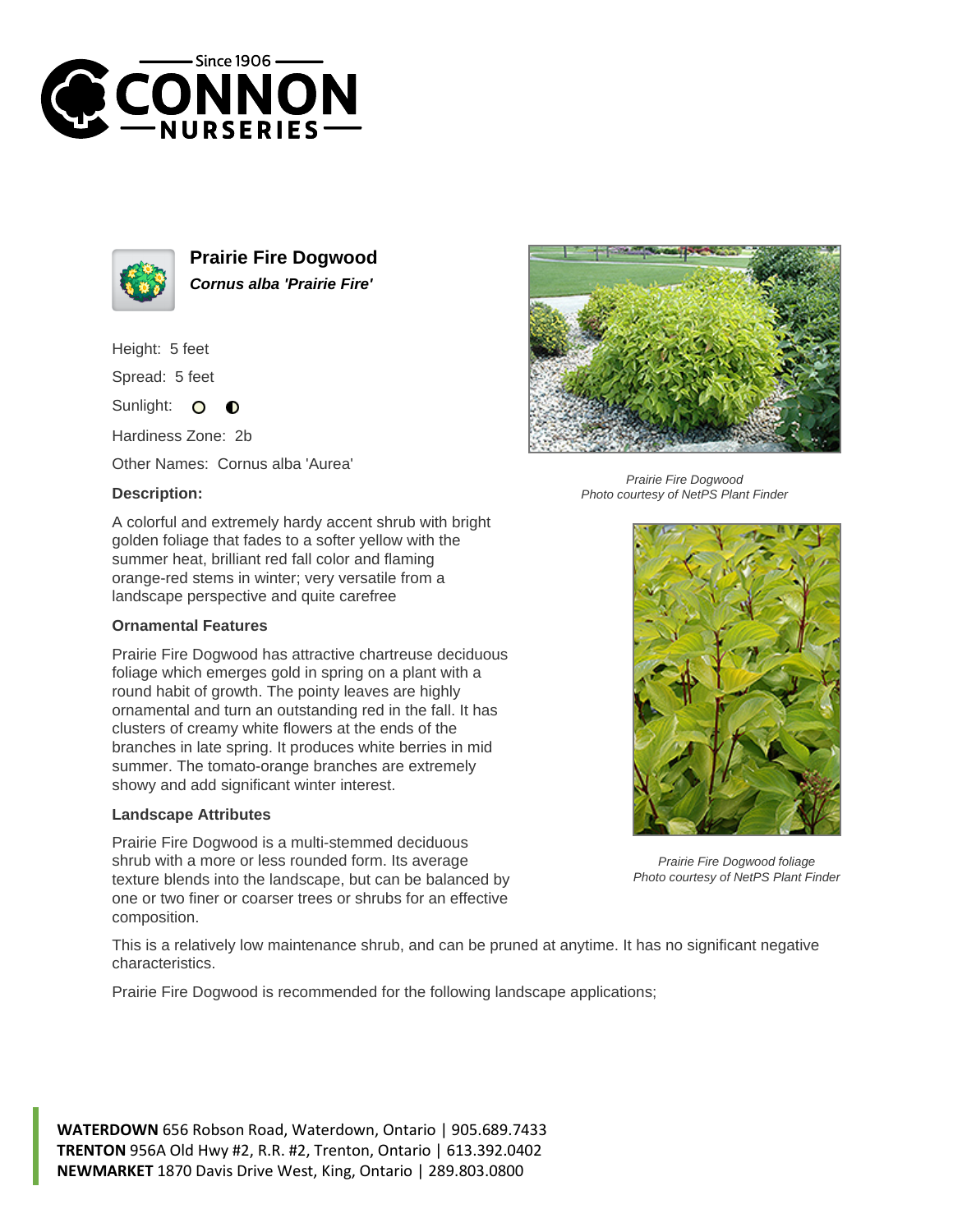# Prairie Fire Dogwood

***Cornus alba 'Prairie Fire'***

Height: 5 feet

Spread: 5 feet

Sunlight:

Hardiness Zone: 2b

Other Names: Cornus alba 'Aurea'

**Description:**

A colorful and extremely hardy accent shrub with bright golden foliage that fades to a softer yellow with the summer heat, brilliant red fall color and flaming orange-red stems in winter; very versatile from a landscape perspective and quite carefree

### Ornamental Features

Prairie Fire Dogwood has attractive chartreuse deciduous foliage which emerges gold in spring on a plant with a round habit of growth. The pointy leaves are highly ornamental and turn an outstanding red in the fall. It has clusters of creamy white flowers at the ends of the branches in late spring. It produces white berries in mid summer. The tomato-orange branches are extremely showy and add significant winter interest.

### Landscape Attributes

Prairie Fire Dogwood is a multi-stemmed deciduous shrub with a more or less rounded form. Its average texture blends into the landscape, but can be balanced by one or two finer or coarser trees or shrubs for an effective composition.

This is a relatively low maintenance shrub, and can be pruned at anytime. It has no significant negative characteristics.

Prairie Fire Dogwood is recommended for the following landscape applications;

*Prairie Fire Dogwood*
*Photo courtesy of NetPS Plant Finder*

*Prairie Fire Dogwood foliage*
*Photo courtesy of NetPS Plant Finder*

**WATERDOWN** 656 Robson Road, Waterdown, Ontario | 905.689.7433
**TRENTON** 956A Old Hwy #2, R.R. #2, Trenton, Ontario | 613.392.0402
**NEWMARKET** 1870 Davis Drive West, King, Ontario | 289.803.0800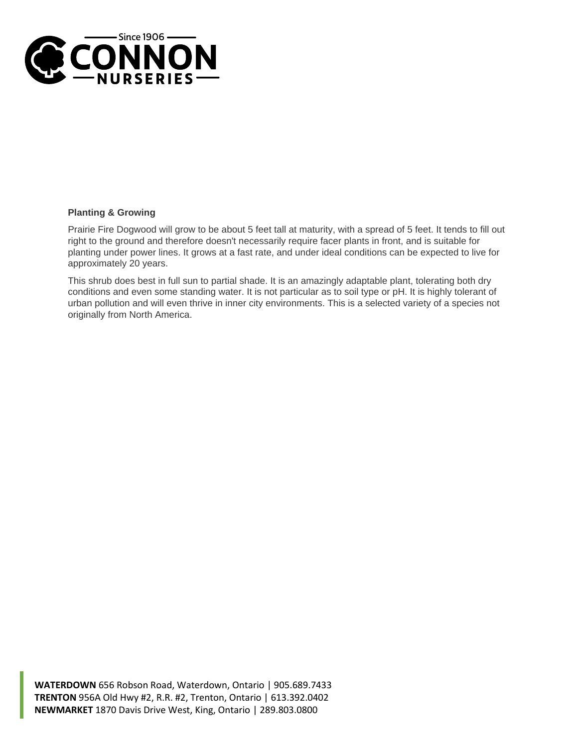**Planting & Growing**

Prairie Fire Dogwood will grow to be about 5 feet tall at maturity, with a spread of 5 feet. It tends to fill out right to the ground and therefore doesn't necessarily require facer plants in front, and is suitable for planting under power lines. It grows at a fast rate, and under ideal conditions can be expected to live for approximately 20 years.

This shrub does best in full sun to partial shade. It is an amazingly adaptable plant, tolerating both dry conditions and even some standing water. It is not particular as to soil type or pH. It is highly tolerant of urban pollution and will even thrive in inner city environments. This is a selected variety of a species not originally from North America.